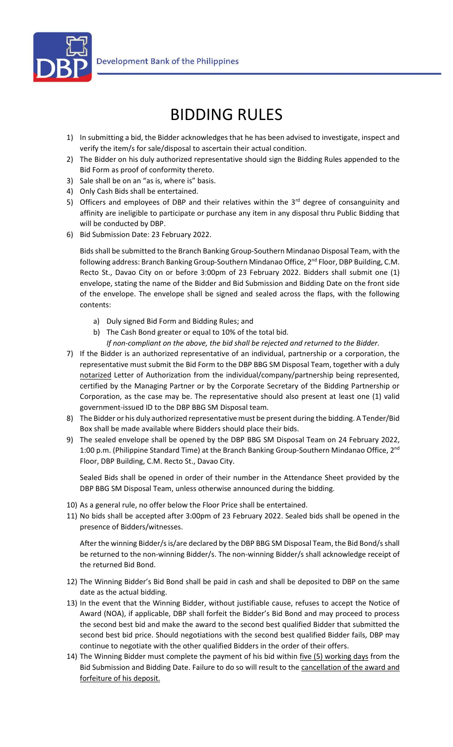# BIDDING RULES

1) In submitting a bid, the Bidder acknowledges that he has been advised to investigate, inspect and verify the item/s for sale/disposal to ascertain their actual condition.
2) The Bidder on his duly authorized representative should sign the Bidding Rules appended to the Bid Form as proof of conformity thereto.
3) Sale shall be on an "as is, where is" basis.
4) Only Cash Bids shall be entertained.
5) Officers and employees of DBP and their relatives within the 3rd degree of consanguinity and affinity are ineligible to participate or purchase any item in any disposal thru Public Bidding that will be conducted by DBP.
6) Bid Submission Date: 23 February 2022.

   Bids shall be submitted to the Branch Banking Group-Southern Mindanao Disposal Team, with the following address: Branch Banking Group-Southern Mindanao Office, 2nd Floor, DBP Building, C.M. Recto St., Davao City on or before 3:00pm of 23 February 2022. Bidders shall submit one (1) envelope, stating the name of the Bidder and Bid Submission and Bidding Date on the front side of the envelope. The envelope shall be signed and sealed across the flaps, with the following contents:

   a) Duly signed Bid Form and Bidding Rules; and
   b) The Cash Bond greater or equal to 10% of the total bid.
      *If non-compliant on the above, the bid shall be rejected and returned to the Bidder.*

7) If the Bidder is an authorized representative of an individual, partnership or a corporation, the representative must submit the Bid Form to the DBP BBG SM Disposal Team, together with a duly <u>notarized</u> Letter of Authorization from the individual/company/partnership being represented, certified by the Managing Partner or by the Corporate Secretary of the Bidding Partnership or Corporation, as the case may be. The representative should also present at least one (1) valid government-issued ID to the DBP BBG SM Disposal team.
8) The Bidder or his duly authorized representative must be present during the bidding. A Tender/Bid Box shall be made available where Bidders should place their bids.
9) The sealed envelope shall be opened by the DBP BBG SM Disposal Team on 24 February 2022, 1:00 p.m. (Philippine Standard Time) at the Branch Banking Group-Southern Mindanao Office, 2nd Floor, DBP Building, C.M. Recto St., Davao City.

   Sealed Bids shall be opened in order of their number in the Attendance Sheet provided by the DBP BBG SM Disposal Team, unless otherwise announced during the bidding.

10) As a general rule, no offer below the Floor Price shall be entertained.
11) No bids shall be accepted after 3:00pm of 23 February 2022. Sealed bids shall be opened in the presence of Bidders/witnesses.

    After the winning Bidder/s is/are declared by the DBP BBG SM Disposal Team, the Bid Bond/s shall be returned to the non-winning Bidder/s. The non-winning Bidder/s shall acknowledge receipt of the returned Bid Bond.

12) The Winning Bidder's Bid Bond shall be paid in cash and shall be deposited to DBP on the same date as the actual bidding.
13) In the event that the Winning Bidder, without justifiable cause, refuses to accept the Notice of Award (NOA), if applicable, DBP shall forfeit the Bidder's Bid Bond and may proceed to process the second best bid and make the award to the second best qualified Bidder that submitted the second best bid price. Should negotiations with the second best qualified Bidder fails, DBP may continue to negotiate with the other qualified Bidders in the order of their offers.
14) The Winning Bidder must complete the payment of his bid within <u>five (5) working days</u> from the Bid Submission and Bidding Date. Failure to do so will result to the <u>cancellation of the award and forfeiture of his deposit.</u>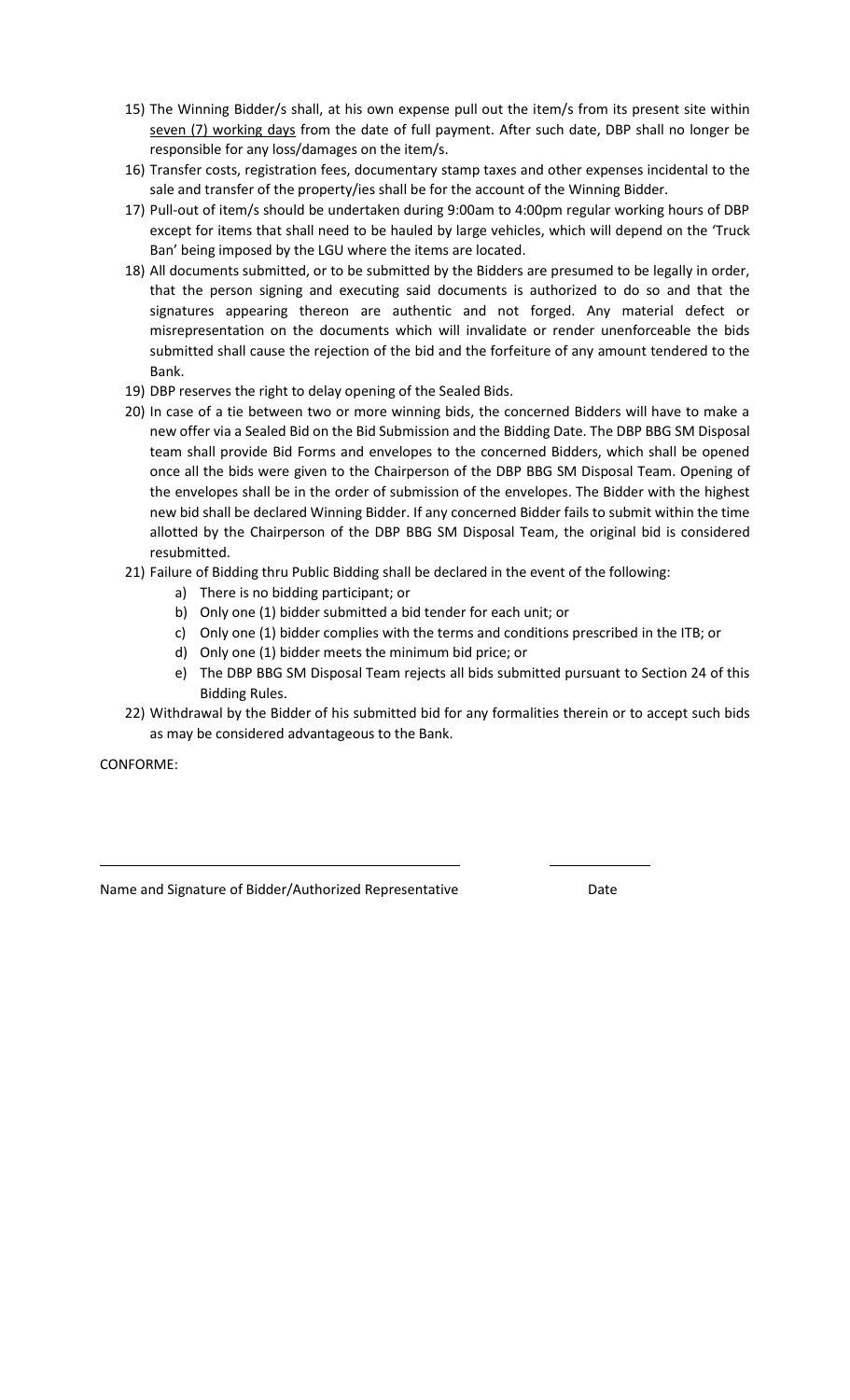15) The Winning Bidder/s shall, at his own expense pull out the item/s from its present site within seven (7) working days from the date of full payment. After such date, DBP shall no longer be responsible for any loss/damages on the item/s.
16) Transfer costs, registration fees, documentary stamp taxes and other expenses incidental to the sale and transfer of the property/ies shall be for the account of the Winning Bidder.
17) Pull-out of item/s should be undertaken during 9:00am to 4:00pm regular working hours of DBP except for items that shall need to be hauled by large vehicles, which will depend on the 'Truck Ban' being imposed by the LGU where the items are located.
18) All documents submitted, or to be submitted by the Bidders are presumed to be legally in order, that the person signing and executing said documents is authorized to do so and that the signatures appearing thereon are authentic and not forged. Any material defect or misrepresentation on the documents which will invalidate or render unenforceable the bids submitted shall cause the rejection of the bid and the forfeiture of any amount tendered to the Bank.
19) DBP reserves the right to delay opening of the Sealed Bids.
20) In case of a tie between two or more winning bids, the concerned Bidders will have to make a new offer via a Sealed Bid on the Bid Submission and the Bidding Date. The DBP BBG SM Disposal team shall provide Bid Forms and envelopes to the concerned Bidders, which shall be opened once all the bids were given to the Chairperson of the DBP BBG SM Disposal Team. Opening of the envelopes shall be in the order of submission of the envelopes. The Bidder with the highest new bid shall be declared Winning Bidder. If any concerned Bidder fails to submit within the time allotted by the Chairperson of the DBP BBG SM Disposal Team, the original bid is considered resubmitted.
21) Failure of Bidding thru Public Bidding shall be declared in the event of the following:
    a) There is no bidding participant; or
    b) Only one (1) bidder submitted a bid tender for each unit; or
    c) Only one (1) bidder complies with the terms and conditions prescribed in the ITB; or
    d) Only one (1) bidder meets the minimum bid price; or
    e) The DBP BBG SM Disposal Team rejects all bids submitted pursuant to Section 24 of this Bidding Rules.
22) Withdrawal by the Bidder of his submitted bid for any formalities therein or to accept such bids as may be considered advantageous to the Bank.

CONFORME:

\_\_\_\_\_\_\_\_\_\_\_\_\_\_\_\_\_\_\_\_\_\_\_\_\_\_\_\_\_\_\_\_\_\_\_\_\_\_\_\_ \_\_\_\_\_\_\_\_\_\_\_\_

Name and Signature of Bidder/Authorized Representative Date